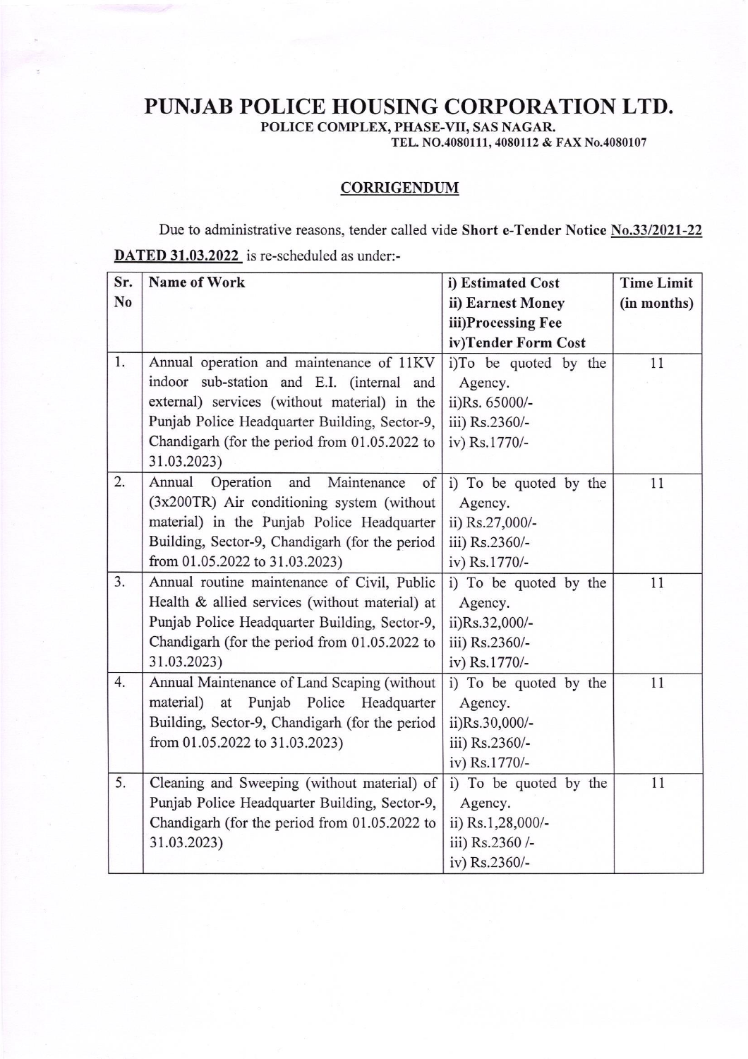# PUNJAB POLICE HOUSING CORPORATION LTD.

**POLICE COMPLEX, PHASE-VII, SAS NAGAR.**

**TEL. NO.4080111, 4080112 & FAX No.4080107**

## CORRIGENDUM

Due to administrative reasons, tender called vide **Short e-Tender Notice No.33/2021-22 DATED 31.03.2022** is re-scheduled as under:-

| Sr. No | Name of Work | i) Estimated Cost<br>ii) Earnest Money<br>iii)Processing Fee<br>iv)Tender Form Cost | Time Limit (in months) |
|---|---|---|---|
| 1. | Annual operation and maintenance of 11KV indoor sub-station and E.I. (internal and external) services (without material) in the Punjab Police Headquarter Building, Sector-9, Chandigarh (for the period from 01.05.2022 to 31.03.2023) | i)To be quoted by the Agency.<br>ii)Rs. 65000/-<br>iii) Rs.2360/-<br>iv) Rs.1770/- | 11 |
| 2. | Annual Operation and Maintenance of (3x200TR) Air conditioning system (without material) in the Punjab Police Headquarter Building, Sector-9, Chandigarh (for the period from 01.05.2022 to 31.03.2023) | i) To be quoted by the Agency.<br>ii) Rs.27,000/-<br>iii) Rs.2360/-<br>iv) Rs.1770/- | 11 |
| 3. | Annual routine maintenance of Civil, Public Health & allied services (without material) at Punjab Police Headquarter Building, Sector-9, Chandigarh (for the period from 01.05.2022 to 31.03.2023) | i) To be quoted by the Agency.<br>ii)Rs.32,000/-<br>iii) Rs.2360/-<br>iv) Rs.1770/- | 11 |
| 4. | Annual Maintenance of Land Scaping (without material) at Punjab Police Headquarter Building, Sector-9, Chandigarh (for the period from 01.05.2022 to 31.03.2023) | i) To be quoted by the Agency.<br>ii)Rs.30,000/-<br>iii) Rs.2360/-<br>iv) Rs.1770/- | 11 |
| 5. | Cleaning and Sweeping (without material) of Punjab Police Headquarter Building, Sector-9, Chandigarh (for the period from 01.05.2022 to 31.03.2023) | i) To be quoted by the Agency.<br>ii) Rs.1,28,000/-<br>iii) Rs.2360 /-<br>iv) Rs.2360/- | 11 |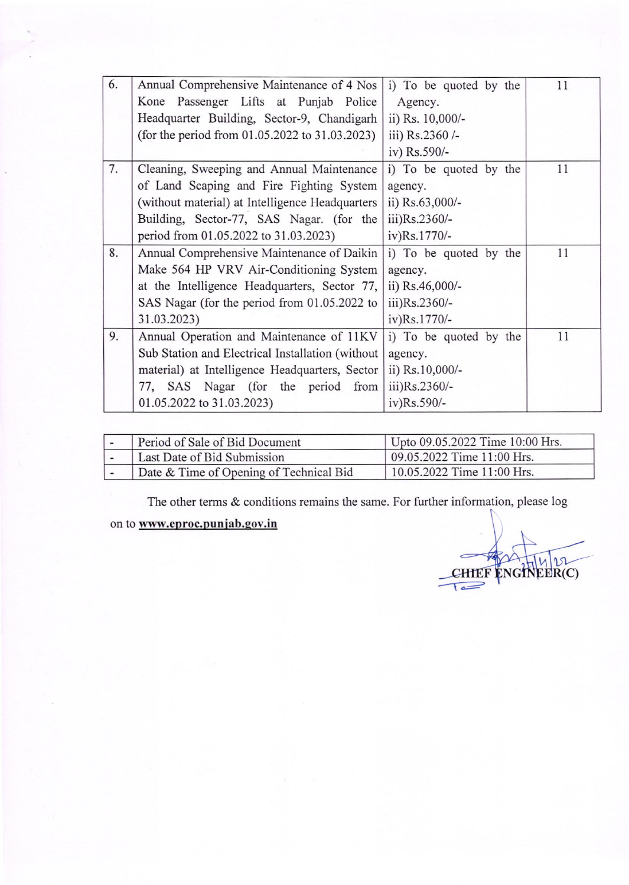| | | | |
|---|---|---|---|
| 6. | Annual Comprehensive Maintenance of 4 Nos Kone Passenger Lifts at Punjab Police Headquarter Building, Sector-9, Chandigarh (for the period from 01.05.2022 to 31.03.2023) | i) To be quoted by the Agency.<br>ii) Rs. 10,000/-<br>iii) Rs.2360 /-<br>iv) Rs.590/- | 11 |
| 7. | Cleaning, Sweeping and Annual Maintenance of Land Scaping and Fire Fighting System (without material) at Intelligence Headquarters Building, Sector-77, SAS Nagar. (for the period from 01.05.2022 to 31.03.2023) | i) To be quoted by the agency.<br>ii) Rs.63,000/-<br>iii)Rs.2360/-<br>iv)Rs.1770/- | 11 |
| 8. | Annual Comprehensive Maintenance of Daikin Make 564 HP VRV Air-Conditioning System at the Intelligence Headquarters, Sector 77, SAS Nagar (for the period from 01.05.2022 to 31.03.2023) | i) To be quoted by the agency.<br>ii) Rs.46,000/-<br>iii)Rs.2360/-<br>iv)Rs.1770/- | 11 |
| 9. | Annual Operation and Maintenance of 11KV Sub Station and Electrical Installation (without material) at Intelligence Headquarters, Sector 77, SAS Nagar (for the period from 01.05.2022 to 31.03.2023) | i) To be quoted by the agency.<br>ii) Rs.10,000/-<br>iii)Rs.2360/-<br>iv)Rs.590/- | 11 |

| | | |
|---|---|---|
| - | Period of Sale of Bid Document | Upto 09.05.2022 Time 10:00 Hrs. |
| - | Last Date of Bid Submission | 09.05.2022 Time 11:00 Hrs. |
| - | Date & Time of Opening of Technical Bid | 10.05.2022 Time 11:00 Hrs. |

The other terms & conditions remains the same. For further information, please log on to **www.eproc.punjab.gov.in**

CHIEF ENGINEER(C)